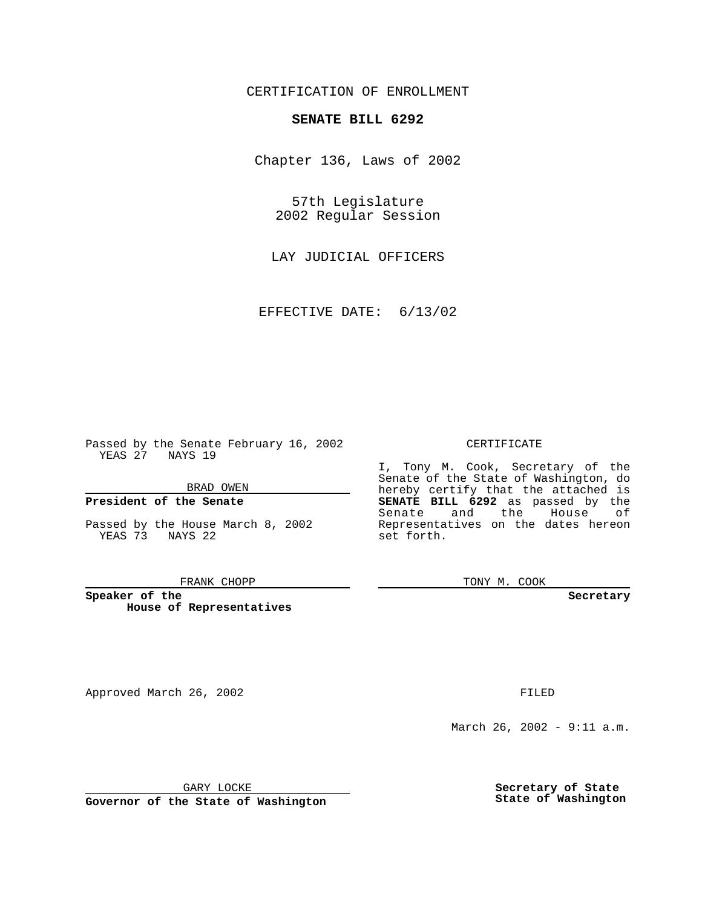CERTIFICATION OF ENROLLMENT

**SENATE BILL 6292**

Chapter 136, Laws of 2002

57th Legislature
2002 Regular Session

LAY JUDICIAL OFFICERS

EFFECTIVE DATE: 6/13/02

Passed by the Senate February 16, 2002
YEAS 27 NAYS 19

BRAD OWEN

**President of the Senate**

Passed by the House March 8, 2002
YEAS 73 NAYS 22

FRANK CHOPP

**Speaker of the House of Representatives**

CERTIFICATE

I, Tony M. Cook, Secretary of the Senate of the State of Washington, do hereby certify that the attached is **SENATE BILL 6292** as passed by the Senate and the House of Representatives on the dates hereon set forth.

TONY M. COOK

**Secretary**

Approved March 26, 2002

GARY LOCKE

**Governor of the State of Washington**

FILED

March 26, 2002 - 9:11 a.m.

**Secretary of State**
**State of Washington**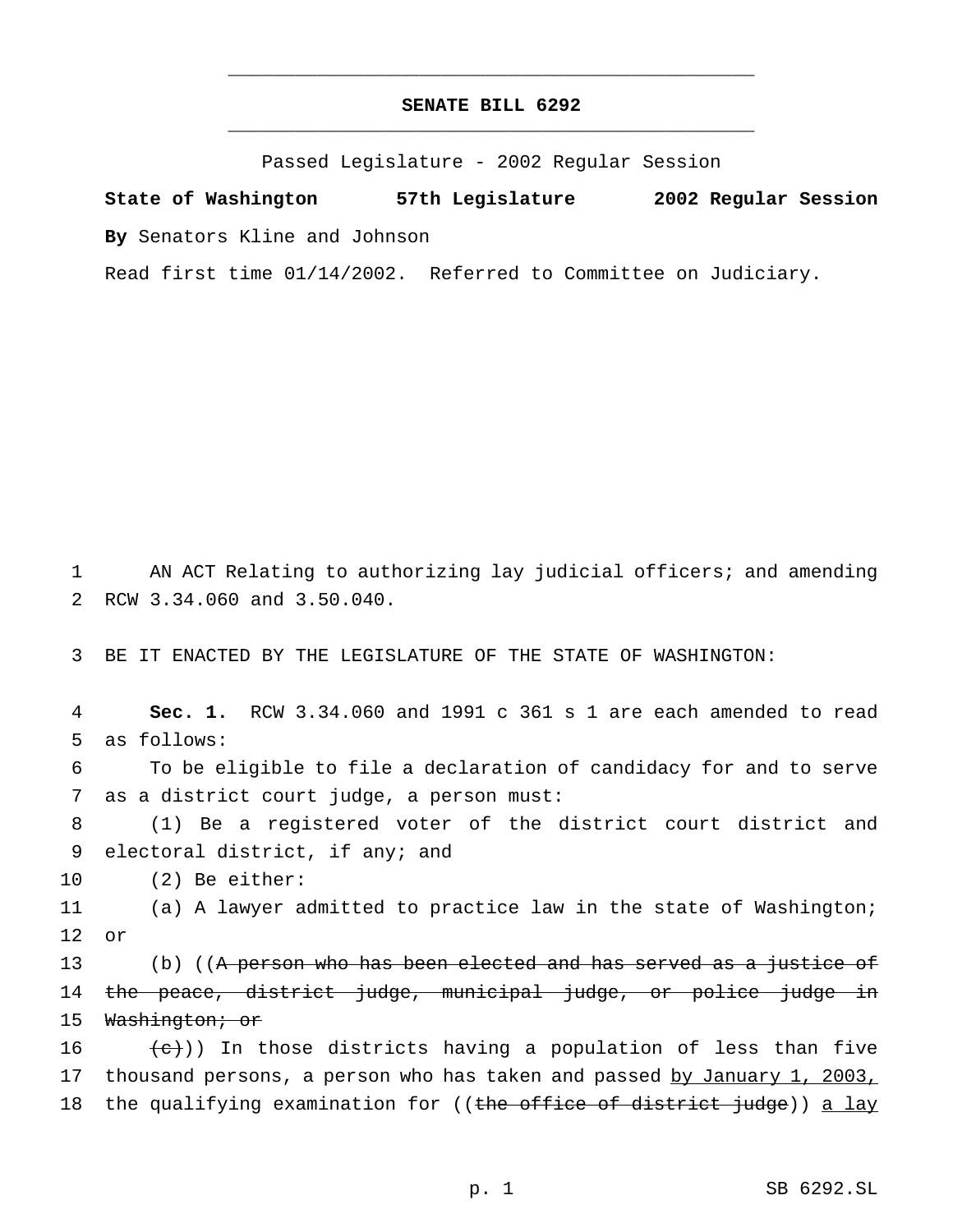# SENATE BILL 6292

Passed Legislature - 2002 Regular Session

**State of Washington 57th Legislature 2002 Regular Session**

**By** Senators Kline and Johnson

Read first time 01/14/2002. Referred to Committee on Judiciary.

AN ACT Relating to authorizing lay judicial officers; and amending RCW 3.34.060 and 3.50.040.

BE IT ENACTED BY THE LEGISLATURE OF THE STATE OF WASHINGTON:

**Sec. 1.** RCW 3.34.060 and 1991 c 361 s 1 are each amended to read as follows:

To be eligible to file a declaration of candidacy for and to serve as a district court judge, a person must:

(1) Be a registered voter of the district court district and electoral district, if any; and

(2) Be either:

(a) A lawyer admitted to practice law in the state of Washington; or

(b) ((~~A person who has been elected and has served as a justice of the peace, district judge, municipal judge, or police judge in Washington; or~~

~~(c)~~)) In those districts having a population of less than five thousand persons, a person who has taken and passed by January 1, 2003, the qualifying examination for ((~~the office of district judge~~)) a lay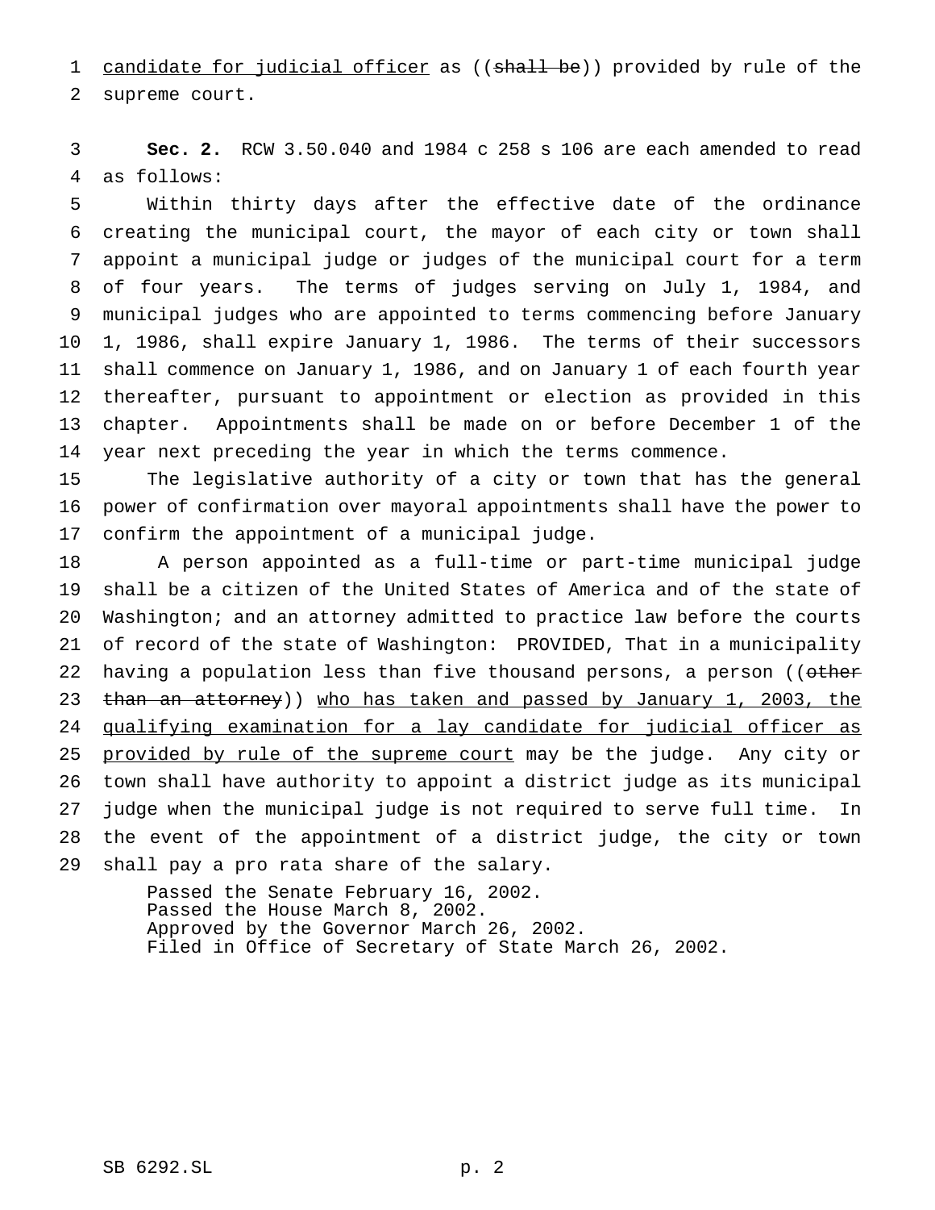candidate for judicial officer as ((~~shall be~~)) provided by rule of the supreme court.

**Sec. 2.** RCW 3.50.040 and 1984 c 258 s 106 are each amended to read as follows:

Within thirty days after the effective date of the ordinance creating the municipal court, the mayor of each city or town shall appoint a municipal judge or judges of the municipal court for a term of four years. The terms of judges serving on July 1, 1984, and municipal judges who are appointed to terms commencing before January 1, 1986, shall expire January 1, 1986. The terms of their successors shall commence on January 1, 1986, and on January 1 of each fourth year thereafter, pursuant to appointment or election as provided in this chapter. Appointments shall be made on or before December 1 of the year next preceding the year in which the terms commence.

The legislative authority of a city or town that has the general power of confirmation over mayoral appointments shall have the power to confirm the appointment of a municipal judge.

A person appointed as a full-time or part-time municipal judge shall be a citizen of the United States of America and of the state of Washington; and an attorney admitted to practice law before the courts of record of the state of Washington: PROVIDED, That in a municipality having a population less than five thousand persons, a person ((~~other than an attorney~~)) <u>who has taken and passed by January 1, 2003, the qualifying examination for a lay candidate for judicial officer as provided by rule of the supreme court</u> may be the judge. Any city or town shall have authority to appoint a district judge as its municipal judge when the municipal judge is not required to serve full time. In the event of the appointment of a district judge, the city or town shall pay a pro rata share of the salary.

Passed the Senate February 16, 2002.
Passed the House March 8, 2002.
Approved by the Governor March 26, 2002.
Filed in Office of Secretary of State March 26, 2002.